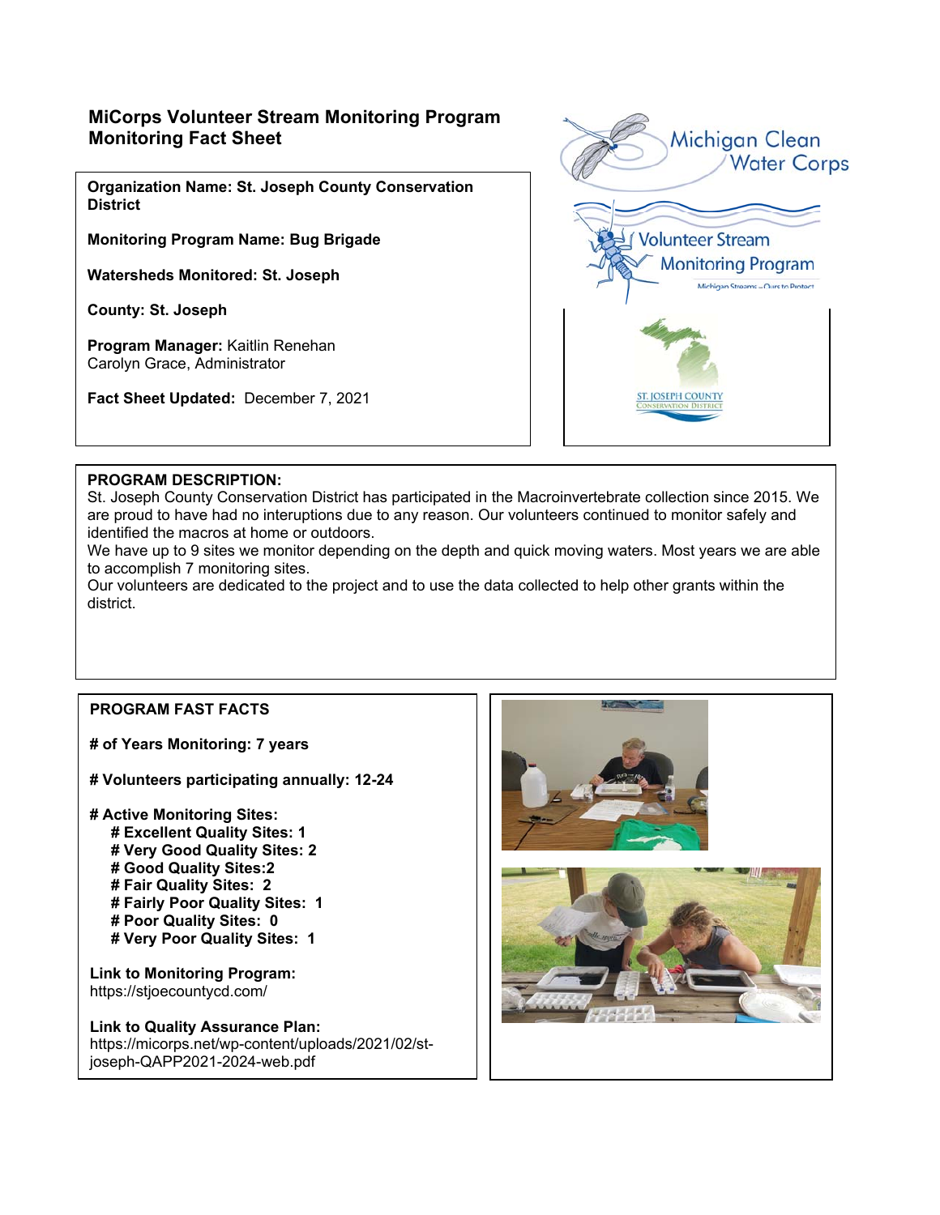# MiCorps Volunteer Stream Monitoring Program Monitoring Fact Sheet

**Organization Name: St. Joseph County Conservation District**

**Monitoring Program Name: Bug Brigade**

**Watersheds Monitored: St. Joseph**

**County: St. Joseph**

**Program Manager:** Kaitlin Renehan
Carolyn Grace, Administrator

**Fact Sheet Updated:** December 7, 2021

**PROGRAM DESCRIPTION:**
St. Joseph County Conservation District has participated in the Macroinvertebrate collection since 2015. We are proud to have had no interuptions due to any reason. Our volunteers continued to monitor safely and identified the macros at home or outdoors.
We have up to 9 sites we monitor depending on the depth and quick moving waters. Most years we are able to accomplish 7 monitoring sites.
Our volunteers are dedicated to the project and to use the data collected to help other grants within the district.

**PROGRAM FAST FACTS**

**# of Years Monitoring: 7 years**

**# Volunteers participating annually: 12-24**

**# Active Monitoring Sites:**
- **# Excellent Quality Sites: 1**
- **# Very Good Quality Sites: 2**
- **# Good Quality Sites:2**
- **# Fair Quality Sites: 2**
- **# Fairly Poor Quality Sites: 1**
- **# Poor Quality Sites: 0**
- **# Very Poor Quality Sites: 1**

**Link to Monitoring Program:**
https://stjoecountycd.com/

**Link to Quality Assurance Plan:**
https://micorps.net/wp-content/uploads/2021/02/st-joseph-QAPP2021-2024-web.pdf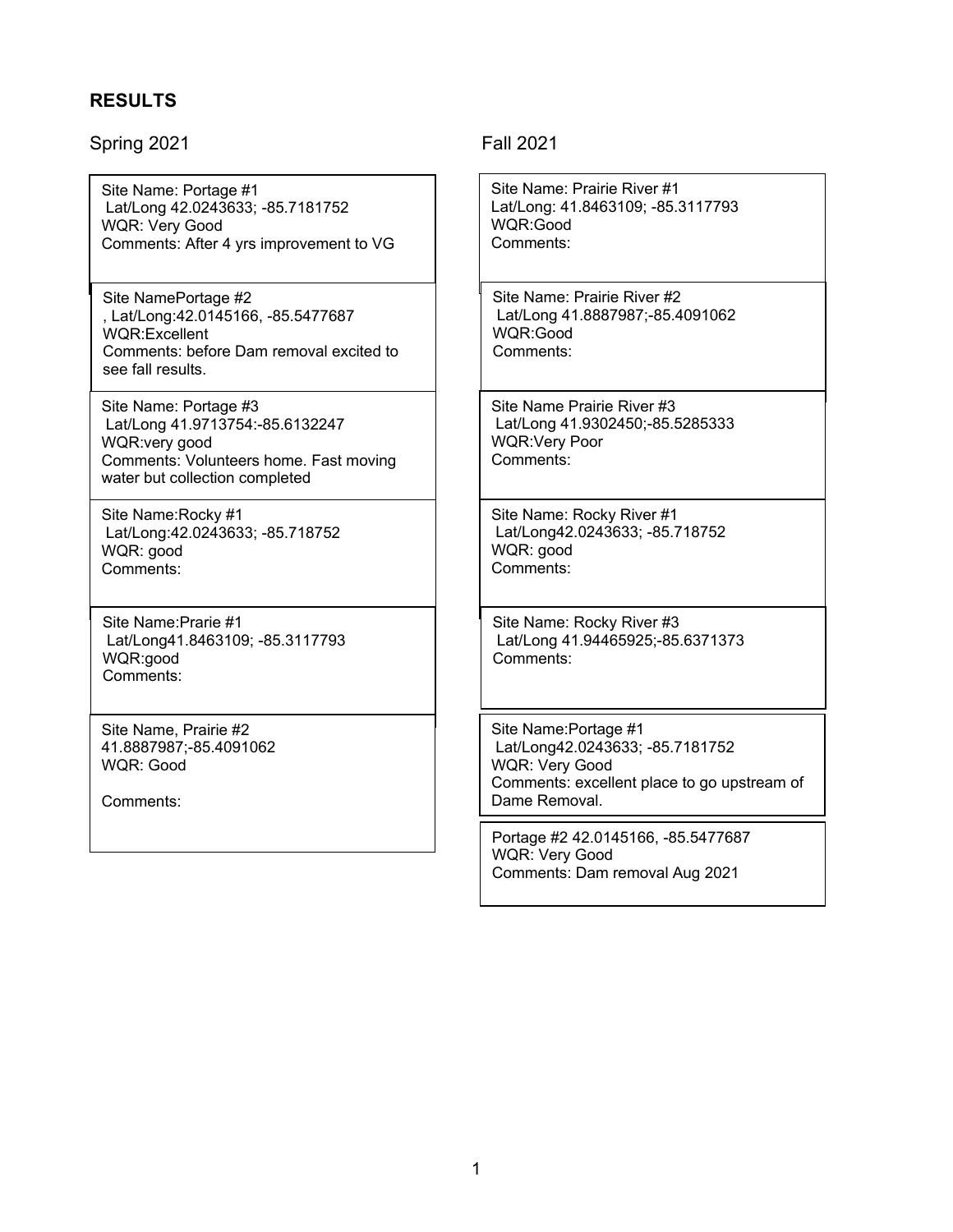## RESULTS

### Spring 2021

Site Name: Portage #1
Lat/Long 42.0243633; -85.7181752
WQR: Very Good
Comments: After 4 yrs improvement to VG

Site NamePortage #2
, Lat/Long:42.0145166, -85.5477687
WQR:Excellent
Comments: before Dam removal excited to see fall results.

Site Name: Portage #3
Lat/Long 41.9713754:-85.6132247
WQR:very good
Comments: Volunteers home. Fast moving water but collection completed

Site Name:Rocky #1
Lat/Long:42.0243633; -85.718752
WQR: good
Comments:

Site Name:Prarie #1
Lat/Long41.8463109; -85.3117793
WQR:good
Comments:

Site Name, Prairie #2
41.8887987;-85.4091062
WQR: Good

Comments:

### Fall 2021

Site Name: Prairie River #1
Lat/Long: 41.8463109; -85.3117793
WQR:Good
Comments:

Site Name: Prairie River #2
Lat/Long 41.8887987;-85.4091062
WQR:Good
Comments:

Site Name Prairie River #3
Lat/Long 41.9302450;-85.5285333
WQR:Very Poor
Comments:

Site Name: Rocky River #1
Lat/Long42.0243633; -85.718752
WQR: good
Comments:

Site Name: Rocky River #3
Lat/Long 41.94465925;-85.6371373
Comments:

Site Name:Portage #1
Lat/Long42.0243633; -85.7181752
WQR: Very Good
Comments: excellent place to go upstream of Dame Removal.

Portage #2 42.0145166, -85.5477687
WQR: Very Good
Comments: Dam removal Aug 2021